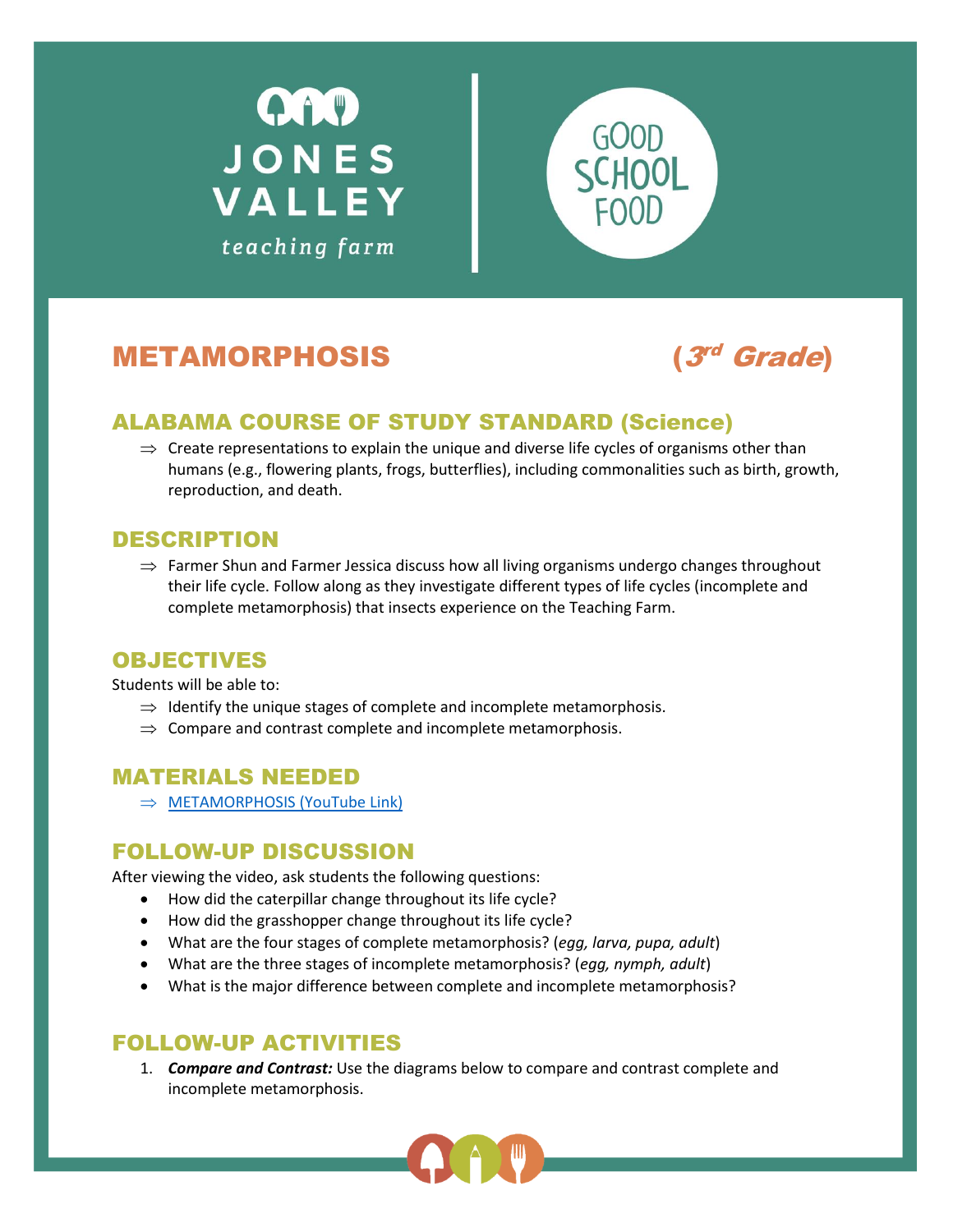JONES VALLEY teaching farm

GOOD SCHOOL FOOD

# METAMORPHOSIS (3rd Grade)

## ALABAMA COURSE OF STUDY STANDARD (Science)

⇒ Create representations to explain the unique and diverse life cycles of organisms other than humans (e.g., flowering plants, frogs, butterflies), including commonalities such as birth, growth, reproduction, and death.

## DESCRIPTION

⇒ Farmer Shun and Farmer Jessica discuss how all living organisms undergo changes throughout their life cycle. Follow along as they investigate different types of life cycles (incomplete and complete metamorphosis) that insects experience on the Teaching Farm.

## OBJECTIVES

Students will be able to:

⇒ Identify the unique stages of complete and incomplete metamorphosis.

⇒ Compare and contrast complete and incomplete metamorphosis.

## MATERIALS NEEDED

⇒ METAMORPHOSIS (YouTube Link)

## FOLLOW-UP DISCUSSION

After viewing the video, ask students the following questions:

- How did the caterpillar change throughout its life cycle?
- How did the grasshopper change throughout its life cycle?
- What are the four stages of complete metamorphosis? (*egg, larva, pupa, adult*)
- What are the three stages of incomplete metamorphosis? (*egg, nymph, adult*)
- What is the major difference between complete and incomplete metamorphosis?

## FOLLOW-UP ACTIVITIES

1. ***Compare and Contrast:*** Use the diagrams below to compare and contrast complete and incomplete metamorphosis.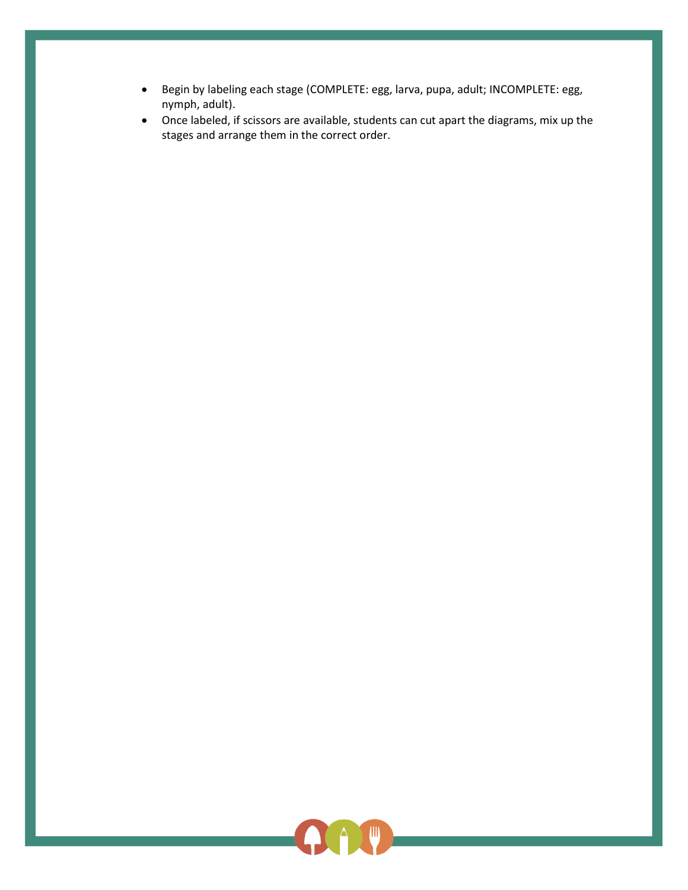- Begin by labeling each stage (COMPLETE: egg, larva, pupa, adult; INCOMPLETE: egg, nymph, adult).
- Once labeled, if scissors are available, students can cut apart the diagrams, mix up the stages and arrange them in the correct order.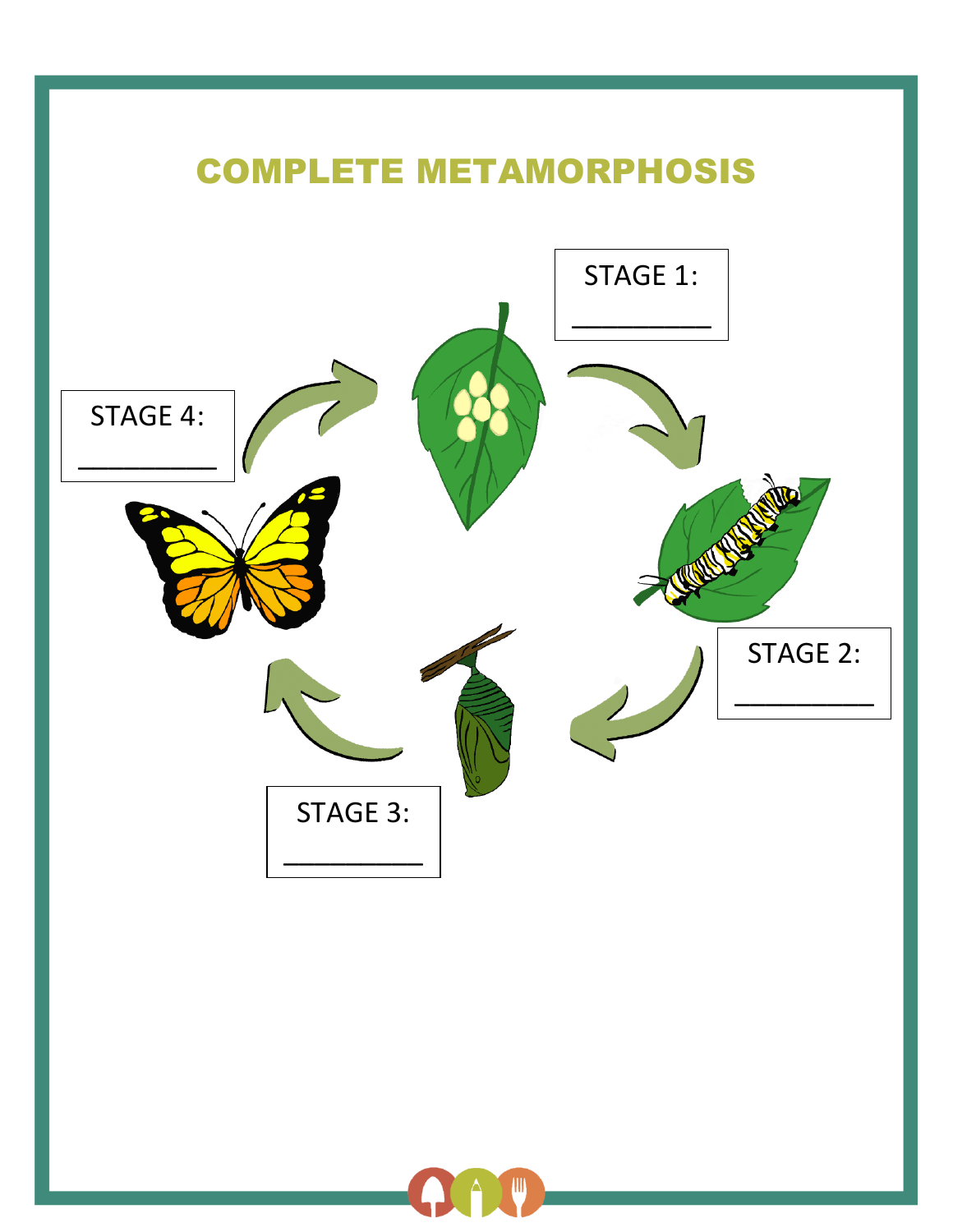# COMPLETE METAMORPHOSIS

STAGE 1: __________

STAGE 2: __________

STAGE 3: __________

STAGE 4: __________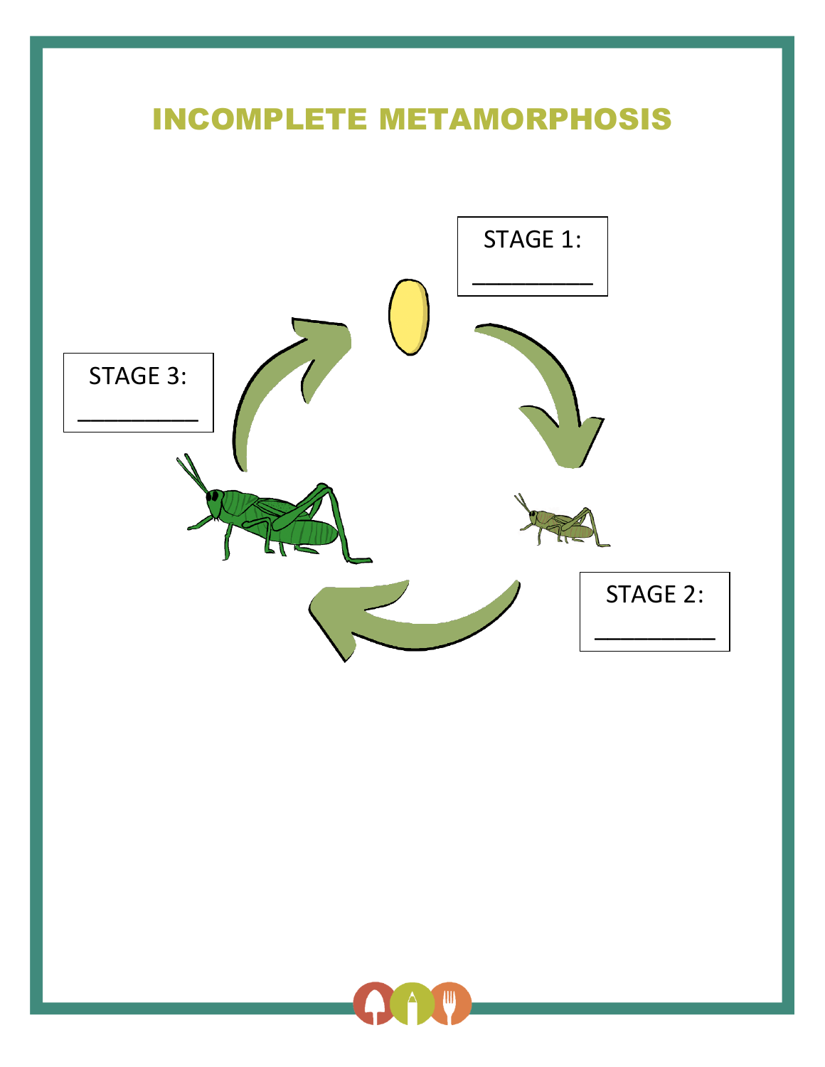# INCOMPLETE METAMORPHOSIS

STAGE 1: __________

STAGE 2: __________

STAGE 3: __________